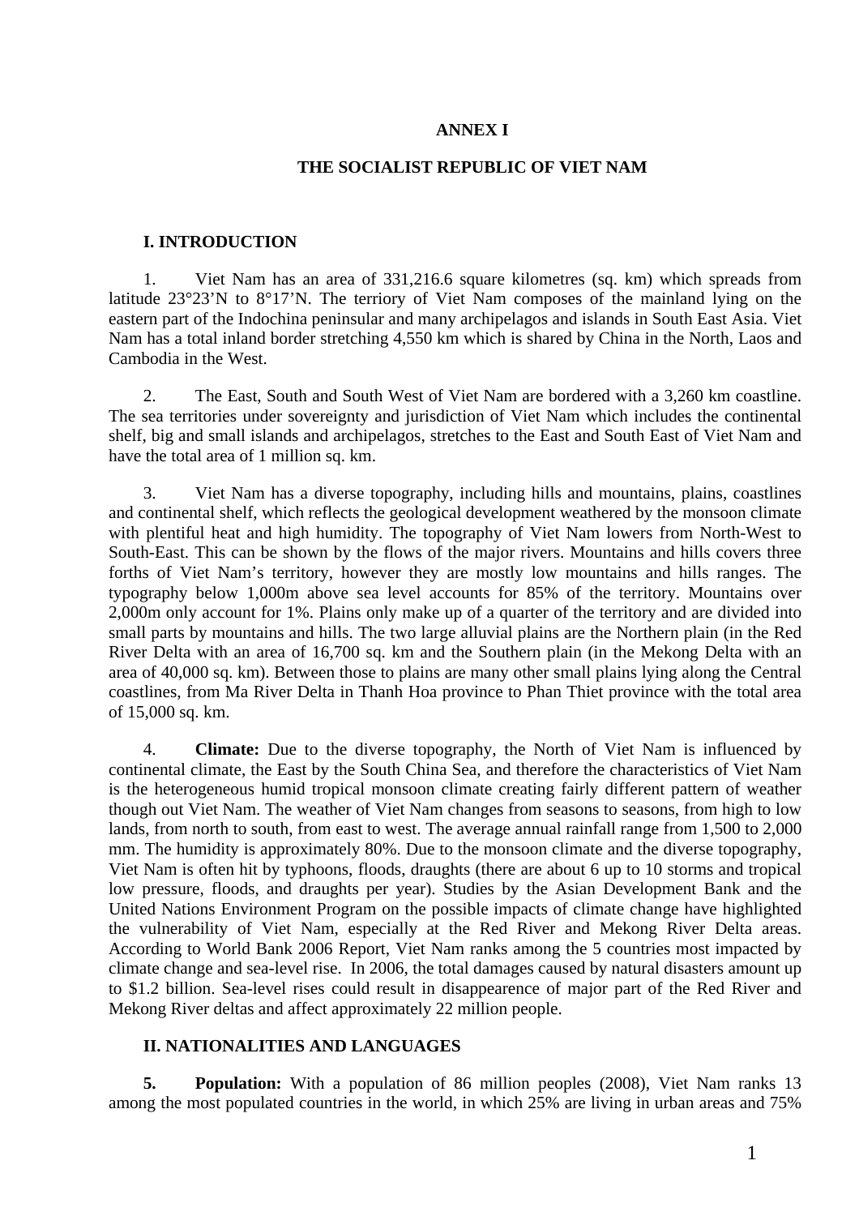# ANNEX I

# THE SOCIALIST REPUBLIC OF VIET NAM

## I. INTRODUCTION

1. Viet Nam has an area of 331,216.6 square kilometres (sq. km) which spreads from latitude 23°23'N to 8°17'N. The terriory of Viet Nam composes of the mainland lying on the eastern part of the Indochina peninsular and many archipelagos and islands in South East Asia. Viet Nam has a total inland border stretching 4,550 km which is shared by China in the North, Laos and Cambodia in the West.

2. The East, South and South West of Viet Nam are bordered with a 3,260 km coastline. The sea territories under sovereignty and jurisdiction of Viet Nam which includes the continental shelf, big and small islands and archipelagos, stretches to the East and South East of Viet Nam and have the total area of 1 million sq. km.

3. Viet Nam has a diverse topography, including hills and mountains, plains, coastlines and continental shelf, which reflects the geological development weathered by the monsoon climate with plentiful heat and high humidity. The topography of Viet Nam lowers from North-West to South-East. This can be shown by the flows of the major rivers. Mountains and hills covers three forths of Viet Nam's territory, however they are mostly low mountains and hills ranges. The typography below 1,000m above sea level accounts for 85% of the territory. Mountains over 2,000m only account for 1%. Plains only make up of a quarter of the territory and are divided into small parts by mountains and hills. The two large alluvial plains are the Northern plain (in the Red River Delta with an area of 16,700 sq. km and the Southern plain (in the Mekong Delta with an area of 40,000 sq. km). Between those to plains are many other small plains lying along the Central coastlines, from Ma River Delta in Thanh Hoa province to Phan Thiet province with the total area of 15,000 sq. km.

4. **Climate:** Due to the diverse topography, the North of Viet Nam is influenced by continental climate, the East by the South China Sea, and therefore the characteristics of Viet Nam is the heterogeneous humid tropical monsoon climate creating fairly different pattern of weather though out Viet Nam. The weather of Viet Nam changes from seasons to seasons, from high to low lands, from north to south, from east to west. The average annual rainfall range from 1,500 to 2,000 mm. The humidity is approximately 80%. Due to the monsoon climate and the diverse topography, Viet Nam is often hit by typhoons, floods, draughts (there are about 6 up to 10 storms and tropical low pressure, floods, and draughts per year). Studies by the Asian Development Bank and the United Nations Environment Program on the possible impacts of climate change have highlighted the vulnerability of Viet Nam, especially at the Red River and Mekong River Delta areas. According to World Bank 2006 Report, Viet Nam ranks among the 5 countries most impacted by climate change and sea-level rise. In 2006, the total damages caused by natural disasters amount up to $1.2 billion. Sea-level rises could result in disappearence of major part of the Red River and Mekong River deltas and affect approximately 22 million people.

## II. NATIONALITIES AND LANGUAGES

**5. Population:** With a population of 86 million peoples (2008), Viet Nam ranks 13 among the most populated countries in the world, in which 25% are living in urban areas and 75%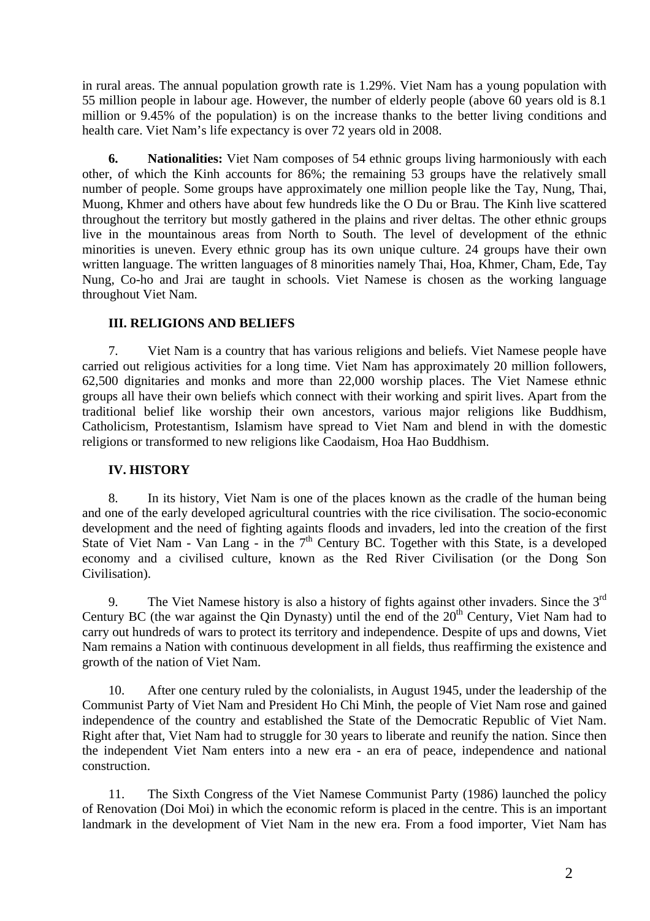in rural areas. The annual population growth rate is 1.29%. Viet Nam has a young population with 55 million people in labour age. However, the number of elderly people (above 60 years old is 8.1 million or 9.45% of the population) is on the increase thanks to the better living conditions and health care. Viet Nam's life expectancy is over 72 years old in 2008.

**6. Nationalities:** Viet Nam composes of 54 ethnic groups living harmoniously with each other, of which the Kinh accounts for 86%; the remaining 53 groups have the relatively small number of people. Some groups have approximately one million people like the Tay, Nung, Thai, Muong, Khmer and others have about few hundreds like the O Du or Brau. The Kinh live scattered throughout the territory but mostly gathered in the plains and river deltas. The other ethnic groups live in the mountainous areas from North to South. The level of development of the ethnic minorities is uneven. Every ethnic group has its own unique culture. 24 groups have their own written language. The written languages of 8 minorities namely Thai, Hoa, Khmer, Cham, Ede, Tay Nung, Co-ho and Jrai are taught in schools. Viet Namese is chosen as the working language throughout Viet Nam.

## III. RELIGIONS AND BELIEFS

7. Viet Nam is a country that has various religions and beliefs. Viet Namese people have carried out religious activities for a long time. Viet Nam has approximately 20 million followers, 62,500 dignitaries and monks and more than 22,000 worship places. The Viet Namese ethnic groups all have their own beliefs which connect with their working and spirit lives. Apart from the traditional belief like worship their own ancestors, various major religions like Buddhism, Catholicism, Protestantism, Islamism have spread to Viet Nam and blend in with the domestic religions or transformed to new religions like Caodaism, Hoa Hao Buddhism.

## IV. HISTORY

8. In its history, Viet Nam is one of the places known as the cradle of the human being and one of the early developed agricultural countries with the rice civilisation. The socio-economic development and the need of fighting againts floods and invaders, led into the creation of the first State of Viet Nam - Van Lang - in the 7th Century BC. Together with this State, is a developed economy and a civilised culture, known as the Red River Civilisation (or the Dong Son Civilisation).

9. The Viet Namese history is also a history of fights against other invaders. Since the 3rd Century BC (the war against the Qin Dynasty) until the end of the 20th Century, Viet Nam had to carry out hundreds of wars to protect its territory and independence. Despite of ups and downs, Viet Nam remains a Nation with continuous development in all fields, thus reaffirming the existence and growth of the nation of Viet Nam.

10. After one century ruled by the colonialists, in August 1945, under the leadership of the Communist Party of Viet Nam and President Ho Chi Minh, the people of Viet Nam rose and gained independence of the country and established the State of the Democratic Republic of Viet Nam. Right after that, Viet Nam had to struggle for 30 years to liberate and reunify the nation. Since then the independent Viet Nam enters into a new era - an era of peace, independence and national construction.

11. The Sixth Congress of the Viet Namese Communist Party (1986) launched the policy of Renovation (Doi Moi) in which the economic reform is placed in the centre. This is an important landmark in the development of Viet Nam in the new era. From a food importer, Viet Nam has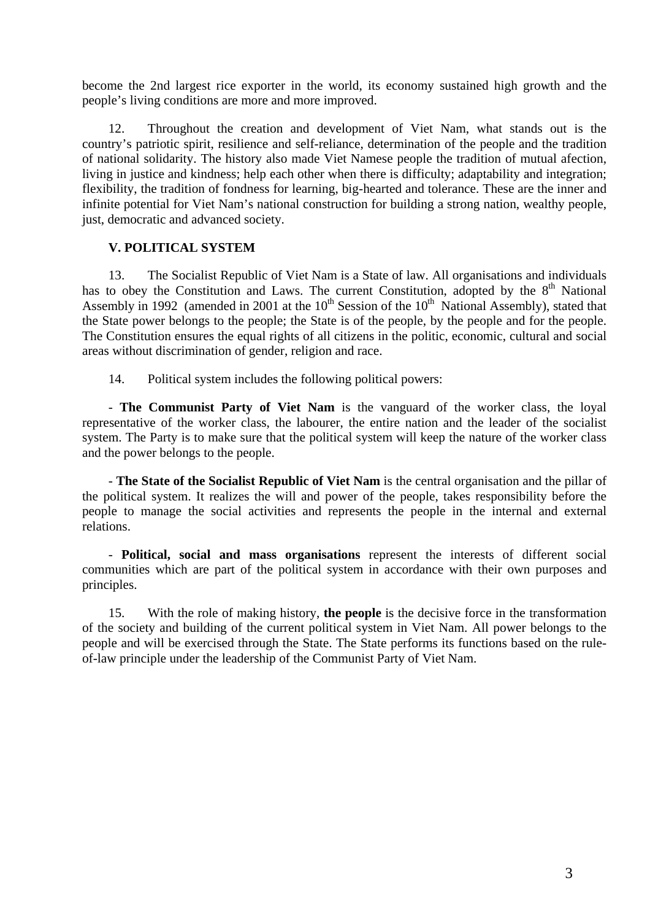become the 2nd largest rice exporter in the world, its economy sustained high growth and the people's living conditions are more and more improved.

12. Throughout the creation and development of Viet Nam, what stands out is the country's patriotic spirit, resilience and self-reliance, determination of the people and the tradition of national solidarity. The history also made Viet Namese people the tradition of mutual afection, living in justice and kindness; help each other when there is difficulty; adaptability and integration; flexibility, the tradition of fondness for learning, big-hearted and tolerance. These are the inner and infinite potential for Viet Nam's national construction for building a strong nation, wealthy people, just, democratic and advanced society.

## V. POLITICAL SYSTEM

13. The Socialist Republic of Viet Nam is a State of law. All organisations and individuals has to obey the Constitution and Laws. The current Constitution, adopted by the 8th National Assembly in 1992 (amended in 2001 at the 10th Session of the 10th National Assembly), stated that the State power belongs to the people; the State is of the people, by the people and for the people. The Constitution ensures the equal rights of all citizens in the politic, economic, cultural and social areas without discrimination of gender, religion and race.

14. Political system includes the following political powers:

- **The Communist Party of Viet Nam** is the vanguard of the worker class, the loyal representative of the worker class, the labourer, the entire nation and the leader of the socialist system. The Party is to make sure that the political system will keep the nature of the worker class and the power belongs to the people.

- **The State of the Socialist Republic of Viet Nam** is the central organisation and the pillar of the political system. It realizes the will and power of the people, takes responsibility before the people to manage the social activities and represents the people in the internal and external relations.

- **Political, social and mass organisations** represent the interests of different social communities which are part of the political system in accordance with their own purposes and principles.

15. With the role of making history, **the people** is the decisive force in the transformation of the society and building of the current political system in Viet Nam. All power belongs to the people and will be exercised through the State. The State performs its functions based on the rule-of-law principle under the leadership of the Communist Party of Viet Nam.